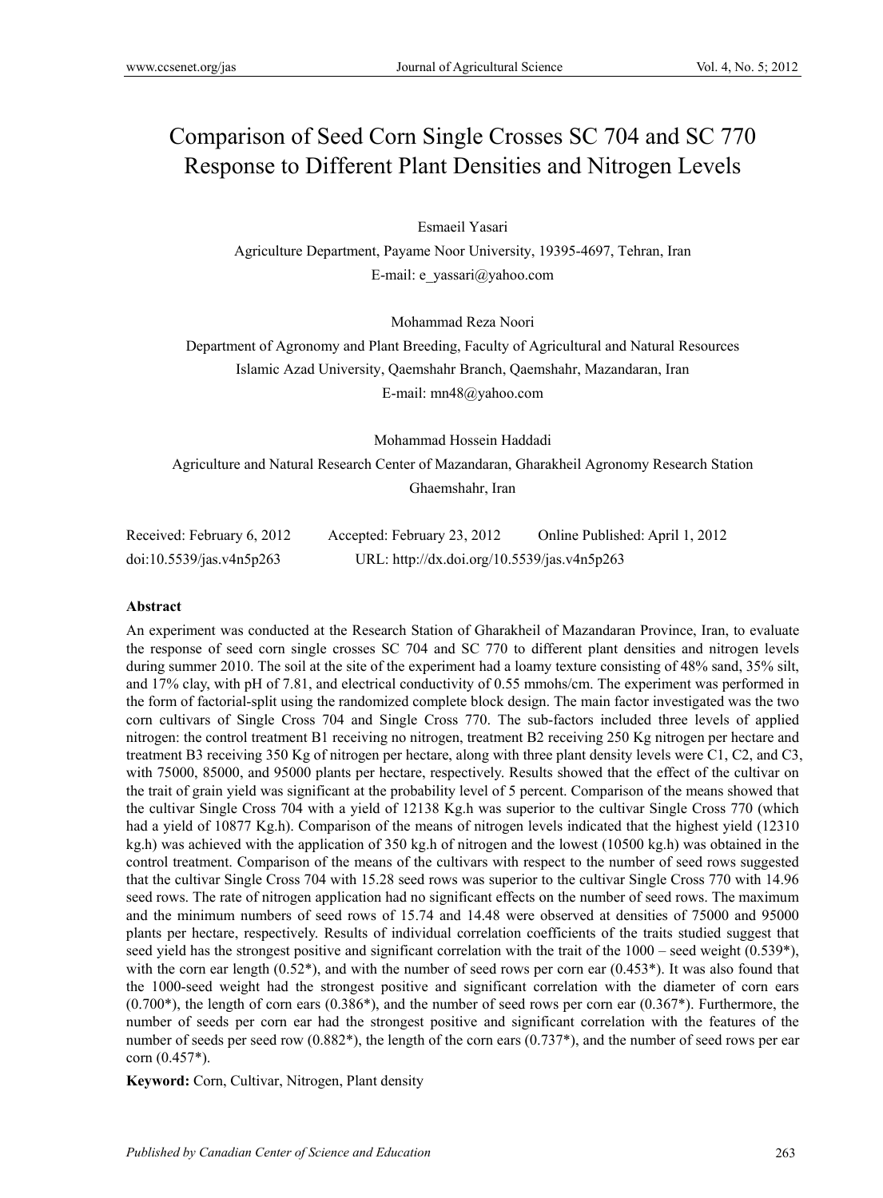# Comparison of Seed Corn Single Crosses SC 704 and SC 770 Response to Different Plant Densities and Nitrogen Levels

Esmaeil Yasari

Agriculture Department, Payame Noor University, 19395-4697, Tehran, Iran

E-mail: e_yassari@yahoo.com

Mohammad Reza Noori

Department of Agronomy and Plant Breeding, Faculty of Agricultural and Natural Resources

Islamic Azad University, Qaemshahr Branch, Qaemshahr, Mazandaran, Iran

E-mail: mn48@yahoo.com

Mohammad Hossein Haddadi

Agriculture and Natural Research Center of Mazandaran, Gharakheil Agronomy Research Station

Ghaemshahr, Iran

Received: February 6, 2012 Accepted: February 23, 2012 Online Published: April 1, 2012

doi:10.5539/jas.v4n5p263 URL: http://dx.doi.org/10.5539/jas.v4n5p263

## Abstract

An experiment was conducted at the Research Station of Gharakheil of Mazandaran Province, Iran, to evaluate the response of seed corn single crosses SC 704 and SC 770 to different plant densities and nitrogen levels during summer 2010. The soil at the site of the experiment had a loamy texture consisting of 48% sand, 35% silt, and 17% clay, with pH of 7.81, and electrical conductivity of 0.55 mmohs/cm. The experiment was performed in the form of factorial-split using the randomized complete block design. The main factor investigated was the two corn cultivars of Single Cross 704 and Single Cross 770. The sub-factors included three levels of applied nitrogen: the control treatment B1 receiving no nitrogen, treatment B2 receiving 250 Kg nitrogen per hectare and treatment B3 receiving 350 Kg of nitrogen per hectare, along with three plant density levels were C1, C2, and C3, with 75000, 85000, and 95000 plants per hectare, respectively. Results showed that the effect of the cultivar on the trait of grain yield was significant at the probability level of 5 percent. Comparison of the means showed that the cultivar Single Cross 704 with a yield of 12138 Kg.h was superior to the cultivar Single Cross 770 (which had a yield of 10877 Kg.h). Comparison of the means of nitrogen levels indicated that the highest yield (12310 kg.h) was achieved with the application of 350 kg.h of nitrogen and the lowest (10500 kg.h) was obtained in the control treatment. Comparison of the means of the cultivars with respect to the number of seed rows suggested that the cultivar Single Cross 704 with 15.28 seed rows was superior to the cultivar Single Cross 770 with 14.96 seed rows. The rate of nitrogen application had no significant effects on the number of seed rows. The maximum and the minimum numbers of seed rows of 15.74 and 14.48 were observed at densities of 75000 and 95000 plants per hectare, respectively. Results of individual correlation coefficients of the traits studied suggest that seed yield has the strongest positive and significant correlation with the trait of the 1000 – seed weight (0.539*), with the corn ear length (0.52*), and with the number of seed rows per corn ear (0.453*). It was also found that the 1000-seed weight had the strongest positive and significant correlation with the diameter of corn ears (0.700*), the length of corn ears (0.386*), and the number of seed rows per corn ear (0.367*). Furthermore, the number of seeds per corn ear had the strongest positive and significant correlation with the features of the number of seeds per seed row (0.882*), the length of the corn ears (0.737*), and the number of seed rows per ear corn (0.457*).

**Keyword:** Corn, Cultivar, Nitrogen, Plant density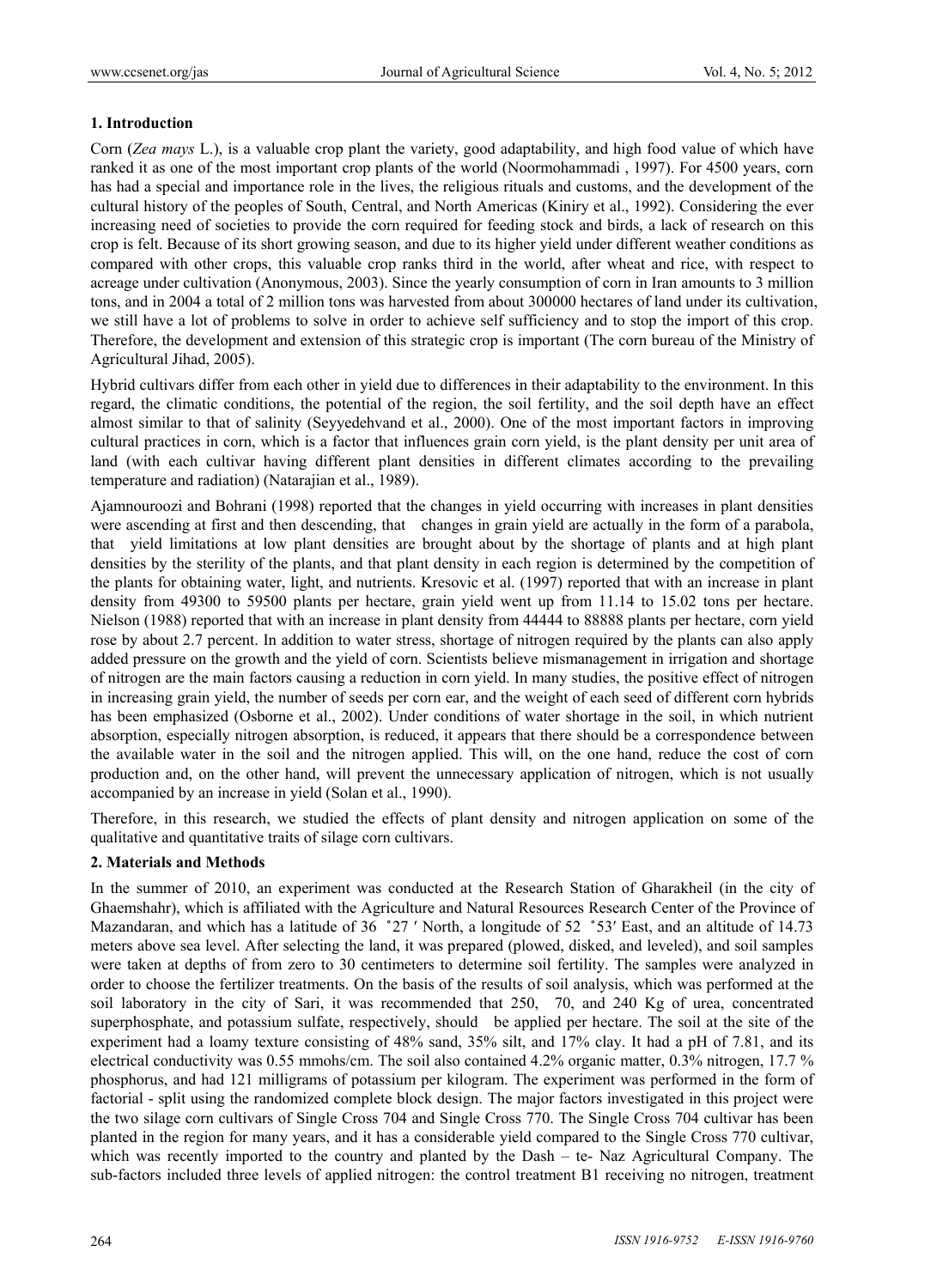## 1. Introduction

Corn (*Zea mays* L.), is a valuable crop plant the variety, good adaptability, and high food value of which have ranked it as one of the most important crop plants of the world (Noormohammadi , 1997). For 4500 years, corn has had a special and importance role in the lives, the religious rituals and customs, and the development of the cultural history of the peoples of South, Central, and North Americas (Kiniry et al., 1992). Considering the ever increasing need of societies to provide the corn required for feeding stock and birds, a lack of research on this crop is felt. Because of its short growing season, and due to its higher yield under different weather conditions as compared with other crops, this valuable crop ranks third in the world, after wheat and rice, with respect to acreage under cultivation (Anonymous, 2003). Since the yearly consumption of corn in Iran amounts to 3 million tons, and in 2004 a total of 2 million tons was harvested from about 300000 hectares of land under its cultivation, we still have a lot of problems to solve in order to achieve self sufficiency and to stop the import of this crop. Therefore, the development and extension of this strategic crop is important (The corn bureau of the Ministry of Agricultural Jihad, 2005).

Hybrid cultivars differ from each other in yield due to differences in their adaptability to the environment. In this regard, the climatic conditions, the potential of the region, the soil fertility, and the soil depth have an effect almost similar to that of salinity (Seyyedehvand et al., 2000). One of the most important factors in improving cultural practices in corn, which is a factor that influences grain corn yield, is the plant density per unit area of land (with each cultivar having different plant densities in different climates according to the prevailing temperature and radiation) (Natarajian et al., 1989).

Ajamnouroozi and Bohrani (1998) reported that the changes in yield occurring with increases in plant densities were ascending at first and then descending, that changes in grain yield are actually in the form of a parabola, that yield limitations at low plant densities are brought about by the shortage of plants and at high plant densities by the sterility of the plants, and that plant density in each region is determined by the competition of the plants for obtaining water, light, and nutrients. Kresovic et al. (1997) reported that with an increase in plant density from 49300 to 59500 plants per hectare, grain yield went up from 11.14 to 15.02 tons per hectare. Nielson (1988) reported that with an increase in plant density from 44444 to 88888 plants per hectare, corn yield rose by about 2.7 percent. In addition to water stress, shortage of nitrogen required by the plants can also apply added pressure on the growth and the yield of corn. Scientists believe mismanagement in irrigation and shortage of nitrogen are the main factors causing a reduction in corn yield. In many studies, the positive effect of nitrogen in increasing grain yield, the number of seeds per corn ear, and the weight of each seed of different corn hybrids has been emphasized (Osborne et al., 2002). Under conditions of water shortage in the soil, in which nutrient absorption, especially nitrogen absorption, is reduced, it appears that there should be a correspondence between the available water in the soil and the nitrogen applied. This will, on the one hand, reduce the cost of corn production and, on the other hand, will prevent the unnecessary application of nitrogen, which is not usually accompanied by an increase in yield (Solan et al., 1990).

Therefore, in this research, we studied the effects of plant density and nitrogen application on some of the qualitative and quantitative traits of silage corn cultivars.

## 2. Materials and Methods

In the summer of 2010, an experiment was conducted at the Research Station of Gharakheil (in the city of Ghaemshahr), which is affiliated with the Agriculture and Natural Resources Research Center of the Province of Mazandaran, and which has a latitude of 36 ˚27 ′ North, a longitude of 52 ˚53′ East, and an altitude of 14.73 meters above sea level. After selecting the land, it was prepared (plowed, disked, and leveled), and soil samples were taken at depths of from zero to 30 centimeters to determine soil fertility. The samples were analyzed in order to choose the fertilizer treatments. On the basis of the results of soil analysis, which was performed at the soil laboratory in the city of Sari, it was recommended that 250, 70, and 240 Kg of urea, concentrated superphosphate, and potassium sulfate, respectively, should be applied per hectare. The soil at the site of the experiment had a loamy texture consisting of 48% sand, 35% silt, and 17% clay. It had a pH of 7.81, and its electrical conductivity was 0.55 mmohs/cm. The soil also contained 4.2% organic matter, 0.3% nitrogen, 17.7 % phosphorus, and had 121 milligrams of potassium per kilogram. The experiment was performed in the form of factorial - split using the randomized complete block design. The major factors investigated in this project were the two silage corn cultivars of Single Cross 704 and Single Cross 770. The Single Cross 704 cultivar has been planted in the region for many years, and it has a considerable yield compared to the Single Cross 770 cultivar, which was recently imported to the country and planted by the Dash – te- Naz Agricultural Company. The sub-factors included three levels of applied nitrogen: the control treatment B1 receiving no nitrogen, treatment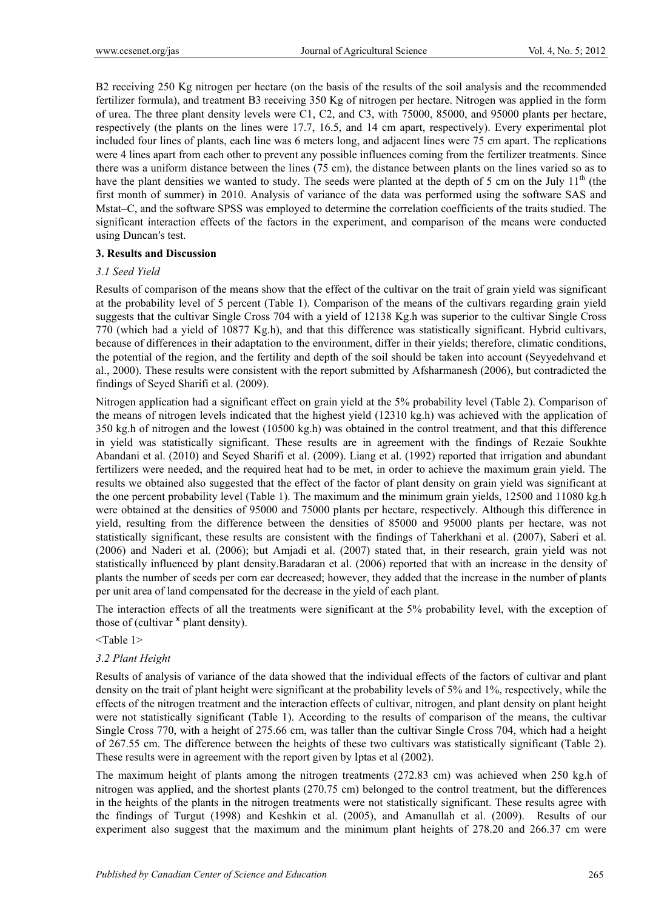B2 receiving 250 Kg nitrogen per hectare (on the basis of the results of the soil analysis and the recommended fertilizer formula), and treatment B3 receiving 350 Kg of nitrogen per hectare. Nitrogen was applied in the form of urea. The three plant density levels were C1, C2, and C3, with 75000, 85000, and 95000 plants per hectare, respectively (the plants on the lines were 17.7, 16.5, and 14 cm apart, respectively). Every experimental plot included four lines of plants, each line was 6 meters long, and adjacent lines were 75 cm apart. The replications were 4 lines apart from each other to prevent any possible influences coming from the fertilizer treatments. Since there was a uniform distance between the lines (75 cm), the distance between plants on the lines varied so as to have the plant densities we wanted to study. The seeds were planted at the depth of 5 cm on the July 11$^{th}$ (the first month of summer) in 2010. Analysis of variance of the data was performed using the software SAS and Mstat–C, and the software SPSS was employed to determine the correlation coefficients of the traits studied. The significant interaction effects of the factors in the experiment, and comparison of the means were conducted using Duncan′s test.

## 3. Results and Discussion

### *3.1 Seed Yield*

Results of comparison of the means show that the effect of the cultivar on the trait of grain yield was significant at the probability level of 5 percent (Table 1). Comparison of the means of the cultivars regarding grain yield suggests that the cultivar Single Cross 704 with a yield of 12138 Kg.h was superior to the cultivar Single Cross 770 (which had a yield of 10877 Kg.h), and that this difference was statistically significant. Hybrid cultivars, because of differences in their adaptation to the environment, differ in their yields; therefore, climatic conditions, the potential of the region, and the fertility and depth of the soil should be taken into account (Seyyedehvand et al., 2000). These results were consistent with the report submitted by Afsharmanesh (2006), but contradicted the findings of Seyed Sharifi et al. (2009).

Nitrogen application had a significant effect on grain yield at the 5% probability level (Table 2). Comparison of the means of nitrogen levels indicated that the highest yield (12310 kg.h) was achieved with the application of 350 kg.h of nitrogen and the lowest (10500 kg.h) was obtained in the control treatment, and that this difference in yield was statistically significant. These results are in agreement with the findings of Rezaie Soukhte Abandani et al. (2010) and Seyed Sharifi et al. (2009). Liang et al. (1992) reported that irrigation and abundant fertilizers were needed, and the required heat had to be met, in order to achieve the maximum grain yield. The results we obtained also suggested that the effect of the factor of plant density on grain yield was significant at the one percent probability level (Table 1). The maximum and the minimum grain yields, 12500 and 11080 kg.h were obtained at the densities of 95000 and 75000 plants per hectare, respectively. Although this difference in yield, resulting from the difference between the densities of 85000 and 95000 plants per hectare, was not statistically significant, these results are consistent with the findings of Taherkhani et al. (2007), Saberi et al. (2006) and Naderi et al. (2006); but Amjadi et al. (2007) stated that, in their research, grain yield was not statistically influenced by plant density.Baradaran et al. (2006) reported that with an increase in the density of plants the number of seeds per corn ear decreased; however, they added that the increase in the number of plants per unit area of land compensated for the decrease in the yield of each plant.

The interaction effects of all the treatments were significant at the 5% probability level, with the exception of those of (cultivar ˣ plant density).

<Table 1>

### *3.2 Plant Height*

Results of analysis of variance of the data showed that the individual effects of the factors of cultivar and plant density on the trait of plant height were significant at the probability levels of 5% and 1%, respectively, while the effects of the nitrogen treatment and the interaction effects of cultivar, nitrogen, and plant density on plant height were not statistically significant (Table 1). According to the results of comparison of the means, the cultivar Single Cross 770, with a height of 275.66 cm, was taller than the cultivar Single Cross 704, which had a height of 267.55 cm. The difference between the heights of these two cultivars was statistically significant (Table 2). These results were in agreement with the report given by Iptas et al (2002).

The maximum height of plants among the nitrogen treatments (272.83 cm) was achieved when 250 kg.h of nitrogen was applied, and the shortest plants (270.75 cm) belonged to the control treatment, but the differences in the heights of the plants in the nitrogen treatments were not statistically significant. These results agree with the findings of Turgut (1998) and Keshkin et al. (2005), and Amanullah et al. (2009). Results of our experiment also suggest that the maximum and the minimum plant heights of 278.20 and 266.37 cm were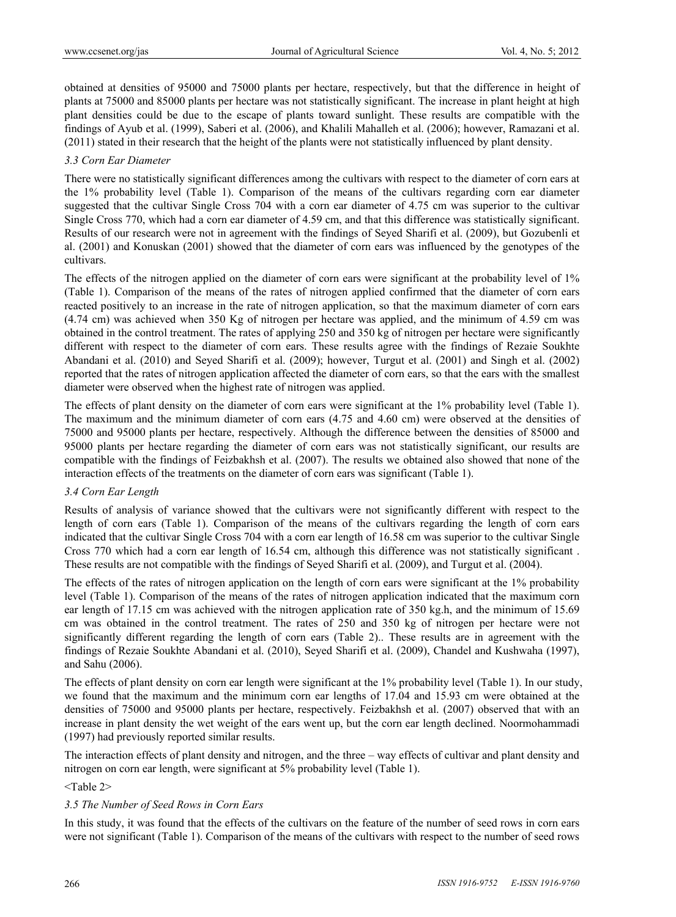obtained at densities of 95000 and 75000 plants per hectare, respectively, but that the difference in height of plants at 75000 and 85000 plants per hectare was not statistically significant. The increase in plant height at high plant densities could be due to the escape of plants toward sunlight. These results are compatible with the findings of Ayub et al. (1999), Saberi et al. (2006), and Khalili Mahalleh et al. (2006); however, Ramazani et al. (2011) stated in their research that the height of the plants were not statistically influenced by plant density.

### *3.3 Corn Ear Diameter*

There were no statistically significant differences among the cultivars with respect to the diameter of corn ears at the 1% probability level (Table 1). Comparison of the means of the cultivars regarding corn ear diameter suggested that the cultivar Single Cross 704 with a corn ear diameter of 4.75 cm was superior to the cultivar Single Cross 770, which had a corn ear diameter of 4.59 cm, and that this difference was statistically significant. Results of our research were not in agreement with the findings of Seyed Sharifi et al. (2009), but Gozubenli et al. (2001) and Konuskan (2001) showed that the diameter of corn ears was influenced by the genotypes of the cultivars.

The effects of the nitrogen applied on the diameter of corn ears were significant at the probability level of 1% (Table 1). Comparison of the means of the rates of nitrogen applied confirmed that the diameter of corn ears reacted positively to an increase in the rate of nitrogen application, so that the maximum diameter of corn ears (4.74 cm) was achieved when 350 Kg of nitrogen per hectare was applied, and the minimum of 4.59 cm was obtained in the control treatment. The rates of applying 250 and 350 kg of nitrogen per hectare were significantly different with respect to the diameter of corn ears. These results agree with the findings of Rezaie Soukhte Abandani et al. (2010) and Seyed Sharifi et al. (2009); however, Turgut et al. (2001) and Singh et al. (2002) reported that the rates of nitrogen application affected the diameter of corn ears, so that the ears with the smallest diameter were observed when the highest rate of nitrogen was applied.

The effects of plant density on the diameter of corn ears were significant at the 1% probability level (Table 1). The maximum and the minimum diameter of corn ears (4.75 and 4.60 cm) were observed at the densities of 75000 and 95000 plants per hectare, respectively. Although the difference between the densities of 85000 and 95000 plants per hectare regarding the diameter of corn ears was not statistically significant, our results are compatible with the findings of Feizbakhsh et al. (2007). The results we obtained also showed that none of the interaction effects of the treatments on the diameter of corn ears was significant (Table 1).

### *3.4 Corn Ear Length*

Results of analysis of variance showed that the cultivars were not significantly different with respect to the length of corn ears (Table 1). Comparison of the means of the cultivars regarding the length of corn ears indicated that the cultivar Single Cross 704 with a corn ear length of 16.58 cm was superior to the cultivar Single Cross 770 which had a corn ear length of 16.54 cm, although this difference was not statistically significant . These results are not compatible with the findings of Seyed Sharifi et al. (2009), and Turgut et al. (2004).

The effects of the rates of nitrogen application on the length of corn ears were significant at the 1% probability level (Table 1). Comparison of the means of the rates of nitrogen application indicated that the maximum corn ear length of 17.15 cm was achieved with the nitrogen application rate of 350 kg.h, and the minimum of 15.69 cm was obtained in the control treatment. The rates of 250 and 350 kg of nitrogen per hectare were not significantly different regarding the length of corn ears (Table 2).. These results are in agreement with the findings of Rezaie Soukhte Abandani et al. (2010), Seyed Sharifi et al. (2009), Chandel and Kushwaha (1997), and Sahu (2006).

The effects of plant density on corn ear length were significant at the 1% probability level (Table 1). In our study, we found that the maximum and the minimum corn ear lengths of 17.04 and 15.93 cm were obtained at the densities of 75000 and 95000 plants per hectare, respectively. Feizbakhsh et al. (2007) observed that with an increase in plant density the wet weight of the ears went up, but the corn ear length declined. Noormohammadi (1997) had previously reported similar results.

The interaction effects of plant density and nitrogen, and the three – way effects of cultivar and plant density and nitrogen on corn ear length, were significant at 5% probability level (Table 1).

<Table 2>

### *3.5 The Number of Seed Rows in Corn Ears*

In this study, it was found that the effects of the cultivars on the feature of the number of seed rows in corn ears were not significant (Table 1). Comparison of the means of the cultivars with respect to the number of seed rows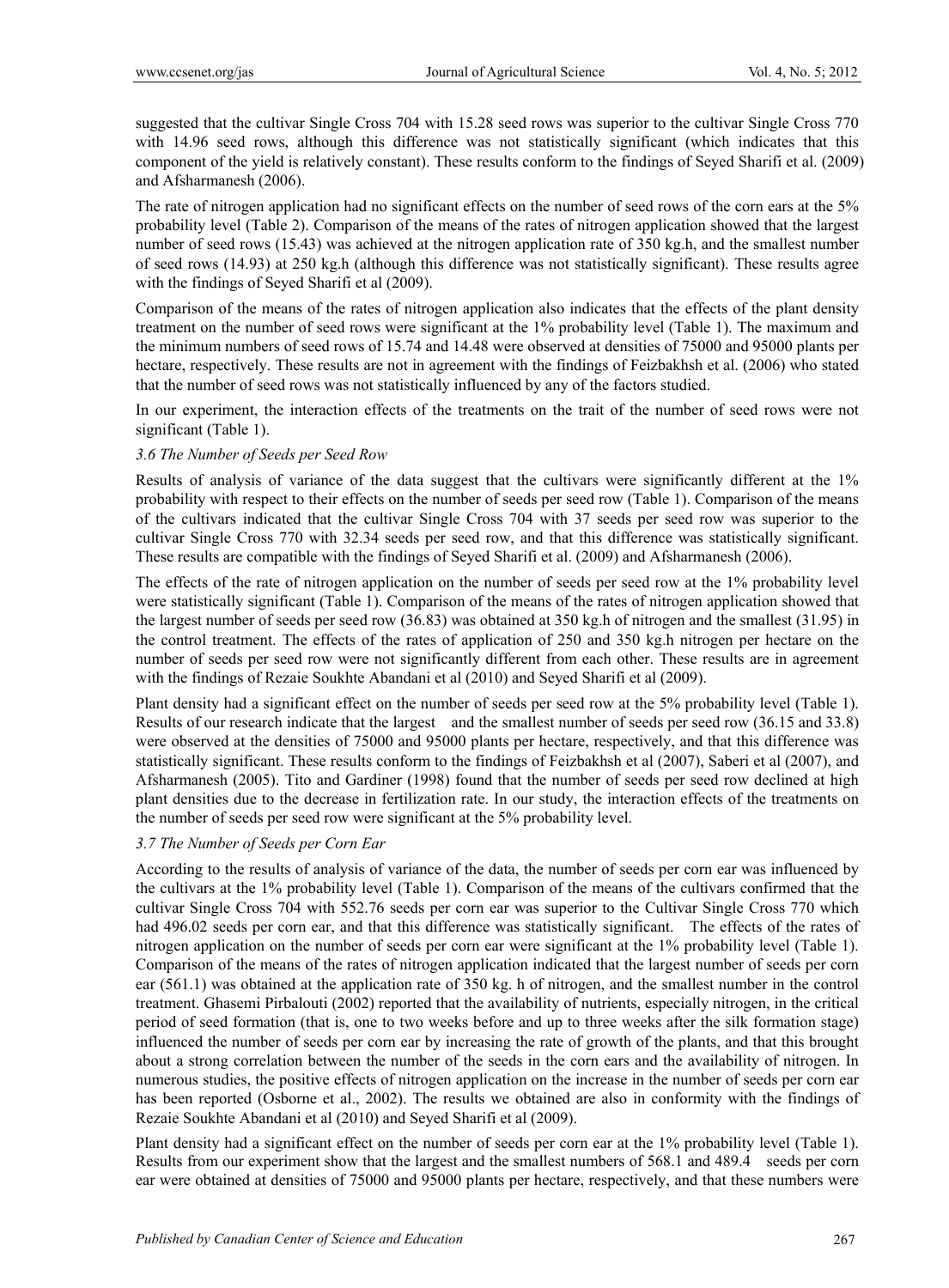suggested that the cultivar Single Cross 704 with 15.28 seed rows was superior to the cultivar Single Cross 770 with 14.96 seed rows, although this difference was not statistically significant (which indicates that this component of the yield is relatively constant). These results conform to the findings of Seyed Sharifi et al. (2009) and Afsharmanesh (2006).

The rate of nitrogen application had no significant effects on the number of seed rows of the corn ears at the 5% probability level (Table 2). Comparison of the means of the rates of nitrogen application showed that the largest number of seed rows (15.43) was achieved at the nitrogen application rate of 350 kg.h, and the smallest number of seed rows (14.93) at 250 kg.h (although this difference was not statistically significant). These results agree with the findings of Seyed Sharifi et al (2009).

Comparison of the means of the rates of nitrogen application also indicates that the effects of the plant density treatment on the number of seed rows were significant at the 1% probability level (Table 1). The maximum and the minimum numbers of seed rows of 15.74 and 14.48 were observed at densities of 75000 and 95000 plants per hectare, respectively. These results are not in agreement with the findings of Feizbakhsh et al. (2006) who stated that the number of seed rows was not statistically influenced by any of the factors studied.

In our experiment, the interaction effects of the treatments on the trait of the number of seed rows were not significant (Table 1).

### *3.6 The Number of Seeds per Seed Row*

Results of analysis of variance of the data suggest that the cultivars were significantly different at the 1% probability with respect to their effects on the number of seeds per seed row (Table 1). Comparison of the means of the cultivars indicated that the cultivar Single Cross 704 with 37 seeds per seed row was superior to the cultivar Single Cross 770 with 32.34 seeds per seed row, and that this difference was statistically significant. These results are compatible with the findings of Seyed Sharifi et al. (2009) and Afsharmanesh (2006).

The effects of the rate of nitrogen application on the number of seeds per seed row at the 1% probability level were statistically significant (Table 1). Comparison of the means of the rates of nitrogen application showed that the largest number of seeds per seed row (36.83) was obtained at 350 kg.h of nitrogen and the smallest (31.95) in the control treatment. The effects of the rates of application of 250 and 350 kg.h nitrogen per hectare on the number of seeds per seed row were not significantly different from each other. These results are in agreement with the findings of Rezaie Soukhte Abandani et al (2010) and Seyed Sharifi et al (2009).

Plant density had a significant effect on the number of seeds per seed row at the 5% probability level (Table 1). Results of our research indicate that the largest and the smallest number of seeds per seed row (36.15 and 33.8) were observed at the densities of 75000 and 95000 plants per hectare, respectively, and that this difference was statistically significant. These results conform to the findings of Feizbakhsh et al (2007), Saberi et al (2007), and Afsharmanesh (2005). Tito and Gardiner (1998) found that the number of seeds per seed row declined at high plant densities due to the decrease in fertilization rate. In our study, the interaction effects of the treatments on the number of seeds per seed row were significant at the 5% probability level.

### *3.7 The Number of Seeds per Corn Ear*

According to the results of analysis of variance of the data, the number of seeds per corn ear was influenced by the cultivars at the 1% probability level (Table 1). Comparison of the means of the cultivars confirmed that the cultivar Single Cross 704 with 552.76 seeds per corn ear was superior to the Cultivar Single Cross 770 which had 496.02 seeds per corn ear, and that this difference was statistically significant. The effects of the rates of nitrogen application on the number of seeds per corn ear were significant at the 1% probability level (Table 1). Comparison of the means of the rates of nitrogen application indicated that the largest number of seeds per corn ear (561.1) was obtained at the application rate of 350 kg. h of nitrogen, and the smallest number in the control treatment. Ghasemi Pirbalouti (2002) reported that the availability of nutrients, especially nitrogen, in the critical period of seed formation (that is, one to two weeks before and up to three weeks after the silk formation stage) influenced the number of seeds per corn ear by increasing the rate of growth of the plants, and that this brought about a strong correlation between the number of the seeds in the corn ears and the availability of nitrogen. In numerous studies, the positive effects of nitrogen application on the increase in the number of seeds per corn ear has been reported (Osborne et al., 2002). The results we obtained are also in conformity with the findings of Rezaie Soukhte Abandani et al (2010) and Seyed Sharifi et al (2009).

Plant density had a significant effect on the number of seeds per corn ear at the 1% probability level (Table 1). Results from our experiment show that the largest and the smallest numbers of 568.1 and 489.4 seeds per corn ear were obtained at densities of 75000 and 95000 plants per hectare, respectively, and that these numbers were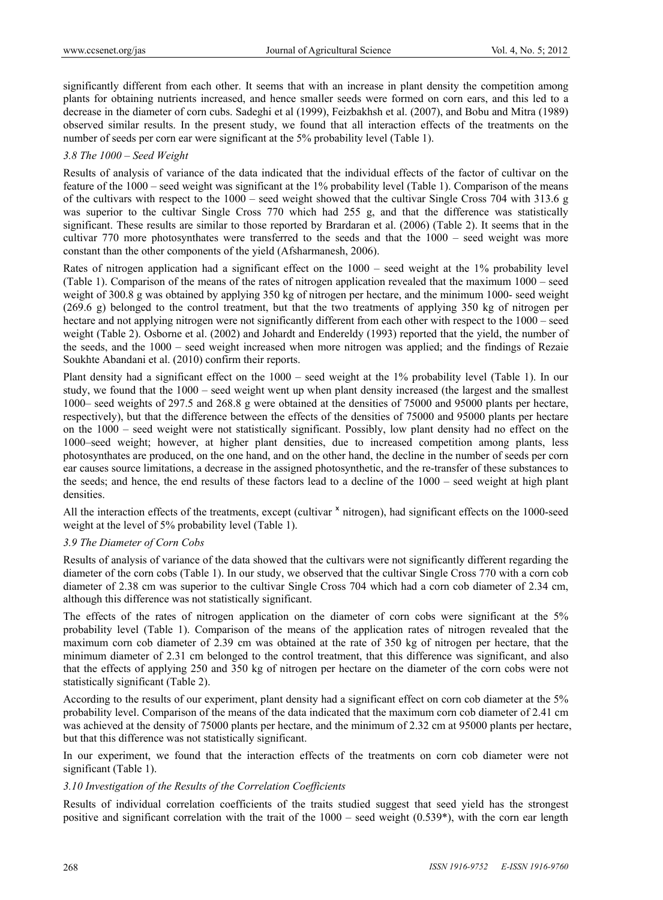significantly different from each other. It seems that with an increase in plant density the competition among plants for obtaining nutrients increased, and hence smaller seeds were formed on corn ears, and this led to a decrease in the diameter of corn cubs. Sadeghi et al (1999), Feizbakhsh et al. (2007), and Bobu and Mitra (1989) observed similar results. In the present study, we found that all interaction effects of the treatments on the number of seeds per corn ear were significant at the 5% probability level (Table 1).

### 3.8 The 1000 – Seed Weight

Results of analysis of variance of the data indicated that the individual effects of the factor of cultivar on the feature of the 1000 – seed weight was significant at the 1% probability level (Table 1). Comparison of the means of the cultivars with respect to the 1000 – seed weight showed that the cultivar Single Cross 704 with 313.6 g was superior to the cultivar Single Cross 770 which had 255 g, and that the difference was statistically significant. These results are similar to those reported by Brardaran et al. (2006) (Table 2). It seems that in the cultivar 770 more photosynthates were transferred to the seeds and that the 1000 – seed weight was more constant than the other components of the yield (Afsharmanesh, 2006).

Rates of nitrogen application had a significant effect on the 1000 – seed weight at the 1% probability level (Table 1). Comparison of the means of the rates of nitrogen application revealed that the maximum 1000 – seed weight of 300.8 g was obtained by applying 350 kg of nitrogen per hectare, and the minimum 1000- seed weight (269.6 g) belonged to the control treatment, but that the two treatments of applying 350 kg of nitrogen per hectare and not applying nitrogen were not significantly different from each other with respect to the 1000 – seed weight (Table 2). Osborne et al. (2002) and Johardt and Endereldy (1993) reported that the yield, the number of the seeds, and the 1000 – seed weight increased when more nitrogen was applied; and the findings of Rezaie Soukhte Abandani et al. (2010) confirm their reports.

Plant density had a significant effect on the 1000 – seed weight at the 1% probability level (Table 1). In our study, we found that the 1000 – seed weight went up when plant density increased (the largest and the smallest 1000– seed weights of 297.5 and 268.8 g were obtained at the densities of 75000 and 95000 plants per hectare, respectively), but that the difference between the effects of the densities of 75000 and 95000 plants per hectare on the 1000 – seed weight were not statistically significant. Possibly, low plant density had no effect on the 1000–seed weight; however, at higher plant densities, due to increased competition among plants, less photosynthates are produced, on the one hand, and on the other hand, the decline in the number of seeds per corn ear causes source limitations, a decrease in the assigned photosynthetic, and the re-transfer of these substances to the seeds; and hence, the end results of these factors lead to a decline of the 1000 – seed weight at high plant densities.

All the interaction effects of the treatments, except (cultivar ˣ nitrogen), had significant effects on the 1000-seed weight at the level of 5% probability level (Table 1).

### 3.9 The Diameter of Corn Cobs

Results of analysis of variance of the data showed that the cultivars were not significantly different regarding the diameter of the corn cobs (Table 1). In our study, we observed that the cultivar Single Cross 770 with a corn cob diameter of 2.38 cm was superior to the cultivar Single Cross 704 which had a corn cob diameter of 2.34 cm, although this difference was not statistically significant.

The effects of the rates of nitrogen application on the diameter of corn cobs were significant at the 5% probability level (Table 1). Comparison of the means of the application rates of nitrogen revealed that the maximum corn cob diameter of 2.39 cm was obtained at the rate of 350 kg of nitrogen per hectare, that the minimum diameter of 2.31 cm belonged to the control treatment, that this difference was significant, and also that the effects of applying 250 and 350 kg of nitrogen per hectare on the diameter of the corn cobs were not statistically significant (Table 2).

According to the results of our experiment, plant density had a significant effect on corn cob diameter at the 5% probability level. Comparison of the means of the data indicated that the maximum corn cob diameter of 2.41 cm was achieved at the density of 75000 plants per hectare, and the minimum of 2.32 cm at 95000 plants per hectare, but that this difference was not statistically significant.

In our experiment, we found that the interaction effects of the treatments on corn cob diameter were not significant (Table 1).

### 3.10 Investigation of the Results of the Correlation Coefficients

Results of individual correlation coefficients of the traits studied suggest that seed yield has the strongest positive and significant correlation with the trait of the 1000 – seed weight (0.539*), with the corn ear length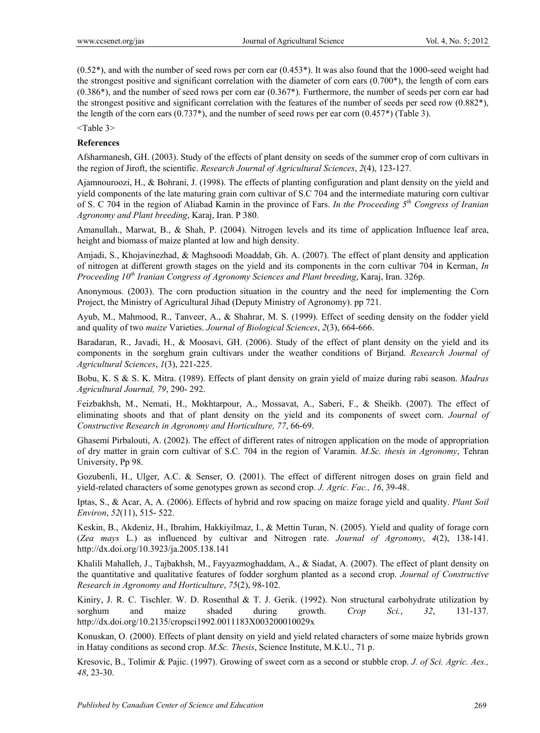(0.52*), and with the number of seed rows per corn ear (0.453*). It was also found that the 1000-seed weight had the strongest positive and significant correlation with the diameter of corn ears (0.700*), the length of corn ears (0.386*), and the number of seed rows per corn ear (0.367*). Furthermore, the number of seeds per corn ear had the strongest positive and significant correlation with the features of the number of seeds per seed row (0.882*), the length of the corn ears (0.737*), and the number of seed rows per ear corn (0.457*) (Table 3).

<Table 3>

**References**

Afsharmanesh, GH. (2003). Study of the effects of plant density on seeds of the summer crop of corn cultivars in the region of Jiroft, the scientific. *Research Journal of Agricultural Sciences*, *2*(4), 123-127.

Ajamnouroozi, H., & Bohrani, J. (1998). The effects of planting configuration and plant density on the yield and yield components of the late maturing grain corn cultivar of S.C 704 and the intermediate maturing corn cultivar of S. C 704 in the region of Aliabad Kamin in the province of Fars. *In the Proceeding 5th Congress of Iranian Agronomy and Plant breeding*, Karaj, Iran. P 380.

Amanullah., Marwat, B., & Shah, P. (2004). Nitrogen levels and its time of application Influence leaf area, height and biomass of maize planted at low and high density.

Amjadi, S., Khojavinezhad, & Maghsoodi Moaddab, Gh. A. (2007). The effect of plant density and application of nitrogen at different growth stages on the yield and its components in the corn cultivar 704 in Kerman, *In Proceeding 10th Iranian Congress of Agronomy Sciences and Plant breeding*, Karaj, Iran. 326p.

Anonymous. (2003). The corn production situation in the country and the need for implementing the Corn Project, the Ministry of Agricultural Jihad (Deputy Ministry of Agronomy). pp 721.

Ayub, M., Mahmood, R., Tanveer, A., & Shahrar, M. S. (1999). Effect of seeding density on the fodder yield and quality of two *maize* Varieties. *Journal of Biological Sciences*, *2*(3), 664-666.

Baradaran, R., Javadi, H., & Moosavi, GH. (2006). Study of the effect of plant density on the yield and its components in the sorghum grain cultivars under the weather conditions of Birjand. *Research Journal of Agricultural Sciences*, *1*(3), 221-225.

Bobu, K. S & S. K. Mitra. (1989). Effects of plant density on grain yield of maize during rabi season. *Madras Agricultural Journal, 79*, 290- 292.

Feizbakhsh, M., Nemati, H., Mokhtarpour, A., Mossavat, A., Saberi, F., & Sheikh. (2007). The effect of eliminating shoots and that of plant density on the yield and its components of sweet corn. *Journal of Constructive Research in Agronomy and Horticulture, 77*, 66-69.

Ghasemi Pirbalouti, A. (2002). The effect of different rates of nitrogen application on the mode of appropriation of dry matter in grain corn cultivar of S.C. 704 in the region of Varamin. *M.Sc. thesis in Agronomy*, Tehran University, Pp 98.

Gozubenli, H., Ulger, A.C. & Senser, O. (2001). The effect of different nitrogen doses on grain field and yield-related characters of some genotypes grown as second crop. *J. Agric. Fac., 16*, 39-48.

Iptas, S., & Acar, A, A. (2006). Effects of hybrid and row spacing on maize forage yield and quality. *Plant Soil Environ*, *52*(11), 515- 522.

Keskin, B., Akdeniz, H., Ibrahim, Hakkiyilmaz, I., & Mettin Turan, N. (2005). Yield and quality of forage corn (*Zea mays* L.) as influenced by cultivar and Nitrogen rate. *Journal of Agronomy*, *4*(2), 138-141. http://dx.doi.org/10.3923/ja.2005.138.141

Khalili Mahalleh, J., Tajbakhsh, M., Fayyazmoghaddam, A., & Siadat, A. (2007). The effect of plant density on the quantitative and qualitative features of fodder sorghum planted as a second crop. *Journal of Constructive Research in Agronomy and Horticulture*, *75*(2), 98-102.

Kiniry, J. R. C. Tischler. W. D. Rosenthal & T. J. Gerik. (1992). Non structural carbohydrate utilization by sorghum and maize shaded during growth. *Crop Sci.*, *32*, 131-137. http://dx.doi.org/10.2135/cropsci1992.0011183X003200010029x

Konuskan, O. (2000). Effects of plant density on yield and yield related characters of some maize hybrids grown in Hatay conditions as second crop. *M.Sc. Thesis*, Science Institute, M.K.U., 71 p.

Kresovic, B., Tolimir & Pajic. (1997). Growing of sweet corn as a second or stubble crop. *J. of Sci. Agric. Aes., 48*, 23-30.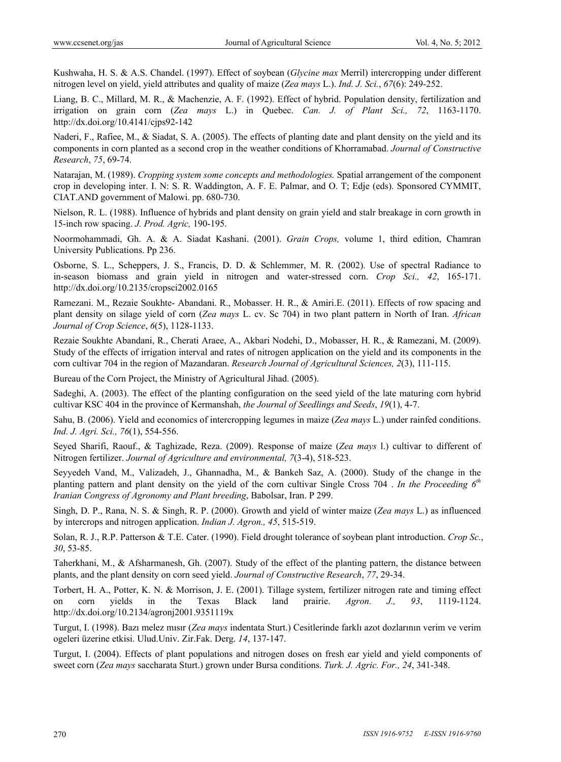Kushwaha, H. S. & A.S. Chandel. (1997). Effect of soybean (*Glycine max* Merril) intercropping under different nitrogen level on yield, yield attributes and quality of maize (*Zea mays* L.). *Ind. J. Sci.*, *67*(6): 249-252.

Liang, B. C., Millard, M. R., & Machenzie, A. F. (1992). Effect of hybrid. Population density, fertilization and irrigation on grain corn (*Zea mays* L.) in Quebec. *Can. J. of Plant Sci., 72*, 1163-1170. http://dx.doi.org/10.4141/cjps92-142

Naderi, F., Rafiee, M., & Siadat, S. A. (2005). The effects of planting date and plant density on the yield and its components in corn planted as a second crop in the weather conditions of Khorramabad. *Journal of Constructive Research*, *75*, 69-74.

Natarajan, M. (1989). *Cropping system some concepts and methodologies.* Spatial arrangement of the component crop in developing inter. I. N: S. R. Waddington, A. F. E. Palmar, and O. T; Edje (eds). Sponsored CYMMIT, CIAT.AND government of Malowi. pp. 680-730.

Nielson, R. L. (1988). Influence of hybrids and plant density on grain yield and stalr breakage in corn growth in 15-inch row spacing. *J. Prod. Agric,* 190-195.

Noormohammadi, Gh. A. & A. Siadat Kashani. (2001). *Grain Crops,* volume 1, third edition, Chamran University Publications. Pp 236.

Osborne, S. L., Scheppers, J. S., Francis, D. D. & Schlemmer, M. R. (2002). Use of spectral Radiance to in-season biomass and grain yield in nitrogen and water-stressed corn. *Crop Sci., 42*, 165-171. http://dx.doi.org/10.2135/cropsci2002.0165

Ramezani. M., Rezaie Soukhte- Abandani. R., Mobasser. H. R., & Amiri.E. (2011). Effects of row spacing and plant density on silage yield of corn (*Zea mays* L. cv. Sc 704) in two plant pattern in North of Iran. *African Journal of Crop Science*, *6*(5), 1128-1133.

Rezaie Soukhte Abandani, R., Cherati Araee, A., Akbari Nodehi, D., Mobasser, H. R., & Ramezani, M. (2009). Study of the effects of irrigation interval and rates of nitrogen application on the yield and its components in the corn cultivar 704 in the region of Mazandaran. *Research Journal of Agricultural Sciences, 2*(3), 111-115.

Bureau of the Corn Project, the Ministry of Agricultural Jihad. (2005).

Sadeghi, A. (2003). The effect of the planting configuration on the seed yield of the late maturing corn hybrid cultivar KSC 404 in the province of Kermanshah, *the Journal of Seedlings and Seeds*, *19*(1), 4-7.

Sahu, B. (2006). Yield and economics of intercropping legumes in maize (*Zea mays* L.) under rainfed conditions. *Ind. J. Agri. Sci., 76*(1), 554-556.

Seyed Sharifi, Raouf., & Taghizade, Reza. (2009). Response of maize (*Zea mays* l.) cultivar to different of Nitrogen fertilizer. *Journal of Agriculture and environmental, 7*(3-4), 518-523.

Seyyedeh Vand, M., Valizadeh, J., Ghannadha, M., & Bankeh Saz, A. (2000). Study of the change in the planting pattern and plant density on the yield of the corn cultivar Single Cross 704 . *In the Proceeding 6th Iranian Congress of Agronomy and Plant breeding*, Babolsar, Iran. P 299.

Singh, D. P., Rana, N. S. & Singh, R. P. (2000). Growth and yield of winter maize (*Zea mays* L.) as influenced by intercrops and nitrogen application. *Indian J. Agron., 45*, 515-519.

Solan, R. J., R.P. Patterson & T.E. Cater. (1990). Field drought tolerance of soybean plant introduction. *Crop Sc.*, *30*, 53-85.

Taherkhani, M., & Afsharmanesh, Gh. (2007). Study of the effect of the planting pattern, the distance between plants, and the plant density on corn seed yield. *Journal of Constructive Research*, *77*, 29-34.

Torbert, H. A., Potter, K. N. & Morrison, J. E. (2001). Tillage system, fertilizer nitrogen rate and timing effect on corn yields in the Texas Black land prairie. *Agron. J., 93*, 1119-1124. http://dx.doi.org/10.2134/agronj2001.9351119x

Turgut, I. (1998). Bazı melez mısır (*Zea mays* indentata Sturt.) Cesitlerinde farklı azot dozlarının verim ve verim ogeleri üzerine etkisi. Ulud.Univ. Zir.Fak. Derg. *14*, 137-147.

Turgut, I. (2004). Effects of plant populations and nitrogen doses on fresh ear yield and yield components of sweet corn (*Zea mays* saccharata Sturt.) grown under Bursa conditions. *Turk. J. Agric. For., 24*, 341-348.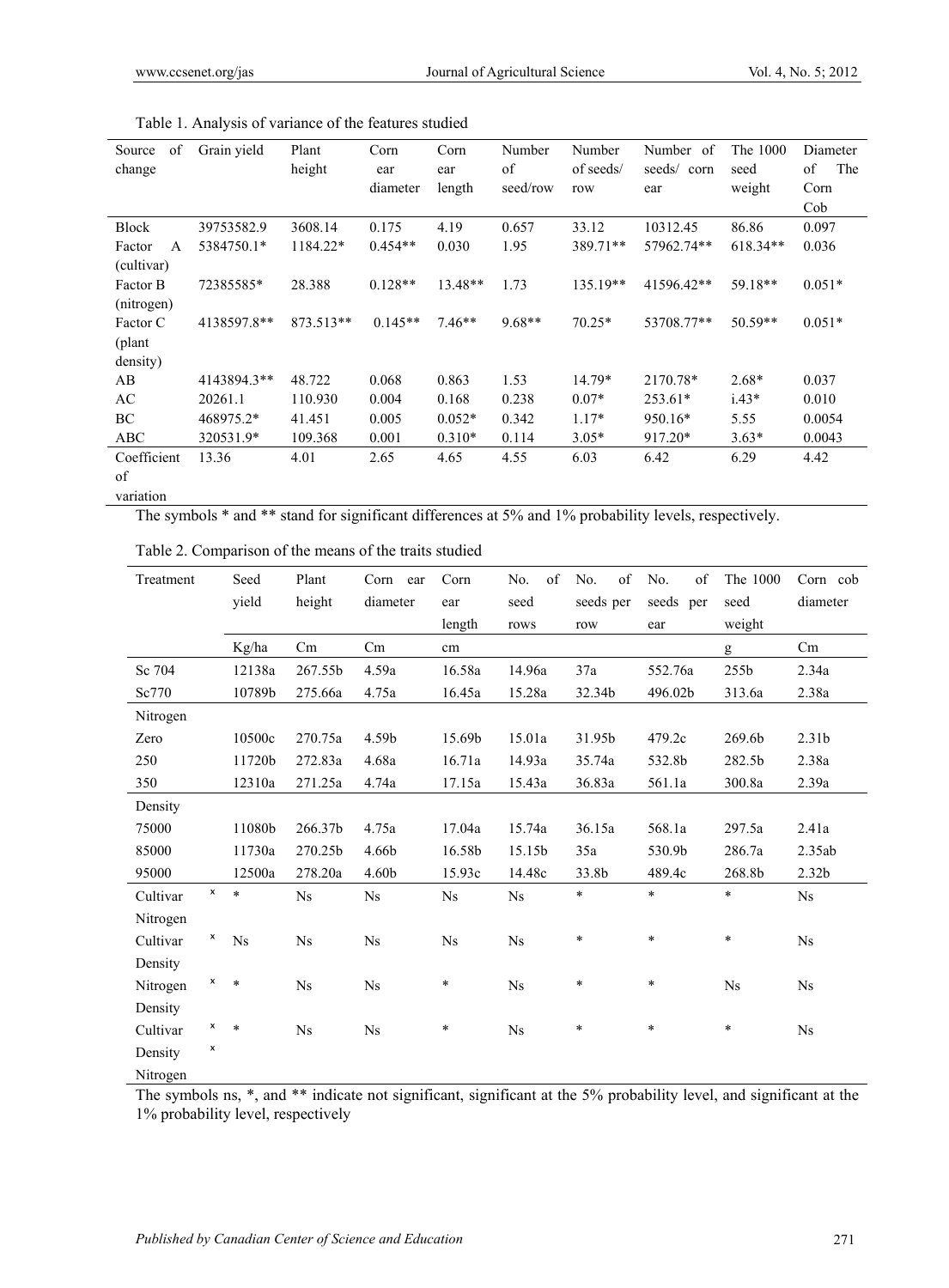Table 1. Analysis of variance of the features studied

| Source of change | Grain yield | Plant height | Corn ear diameter | Corn ear length | Number of seed/row | Number of seeds/ row | Number of seeds/ corn ear | The 1000 seed weight | Diameter of The Corn Cob |
|---|---|---|---|---|---|---|---|---|---|
| Block | 39753582.9 | 3608.14 | 0.175 | 4.19 | 0.657 | 33.12 | 10312.45 | 86.86 | 0.097 |
| Factor A (cultivar) | 5384750.1* | 1184.22* | 0.454** | 0.030 | 1.95 | 389.71** | 57962.74** | 618.34** | 0.036 |
| Factor B (nitrogen) | 72385585* | 28.388 | 0.128** | 13.48** | 1.73 | 135.19** | 41596.42** | 59.18** | 0.051* |
| Factor C (plant density) | 4138597.8** | 873.513** | 0.145** | 7.46** | 9.68** | 70.25* | 53708.77** | 50.59** | 0.051* |
| AB | 4143894.3** | 48.722 | 0.068 | 0.863 | 1.53 | 14.79* | 2170.78* | 2.68* | 0.037 |
| AC | 20261.1 | 110.930 | 0.004 | 0.168 | 0.238 | 0.07* | 253.61* | i.43* | 0.010 |
| BC | 468975.2* | 41.451 | 0.005 | 0.052* | 0.342 | 1.17* | 950.16* | 5.55 | 0.0054 |
| ABC | 320531.9* | 109.368 | 0.001 | 0.310* | 0.114 | 3.05* | 917.20* | 3.63* | 0.0043 |
| Coefficient of variation | 13.36 | 4.01 | 2.65 | 4.65 | 4.55 | 6.03 | 6.42 | 6.29 | 4.42 |

The symbols * and ** stand for significant differences at 5% and 1% probability levels, respectively.

Table 2. Comparison of the means of the traits studied

| Treatment | Seed yield | Plant height | Corn ear diameter | Corn ear length | No. of seed rows | No. of seeds per row | No. of seeds per ear | The 1000 seed weight | Corn cob diameter |
|---|---|---|---|---|---|---|---|---|---|
| | Kg/ha | Cm | Cm | cm | | | | g | Cm |
| Sc 704 | 12138a | 267.55b | 4.59a | 16.58a | 14.96a | 37a | 552.76a | 255b | 2.34a |
| Sc770 | 10789b | 275.66a | 4.75a | 16.45a | 15.28a | 32.34b | 496.02b | 313.6a | 2.38a |
| Nitrogen | | | | | | | | | |
| Zero | 10500c | 270.75a | 4.59b | 15.69b | 15.01a | 31.95b | 479.2c | 269.6b | 2.31b |
| 250 | 11720b | 272.83a | 4.68a | 16.71a | 14.93a | 35.74a | 532.8b | 282.5b | 2.38a |
| 350 | 12310a | 271.25a | 4.74a | 17.15a | 15.43a | 36.83a | 561.1a | 300.8a | 2.39a |
| Density | | | | | | | | | |
| 75000 | 11080b | 266.37b | 4.75a | 17.04a | 15.74a | 36.15a | 568.1a | 297.5a | 2.41a |
| 85000 | 11730a | 270.25b | 4.66b | 16.58b | 15.15b | 35a | 530.9b | 286.7a | 2.35ab |
| 95000 | 12500a | 278.20a | 4.60b | 15.93c | 14.48c | 33.8b | 489.4c | 268.8b | 2.32b |
| Cultivar × Nitrogen | * | Ns | Ns | Ns | Ns | * | * | * | Ns |
| Cultivar × Density | Ns | Ns | Ns | Ns | Ns | * | * | * | Ns |
| Nitrogen × Density | * | Ns | Ns | * | Ns | * | * | Ns | Ns |
| Cultivar × Density × Nitrogen | * | Ns | Ns | * | Ns | * | * | * | Ns |

The symbols ns, *, and ** indicate not significant, significant at the 5% probability level, and significant at the 1% probability level, respectively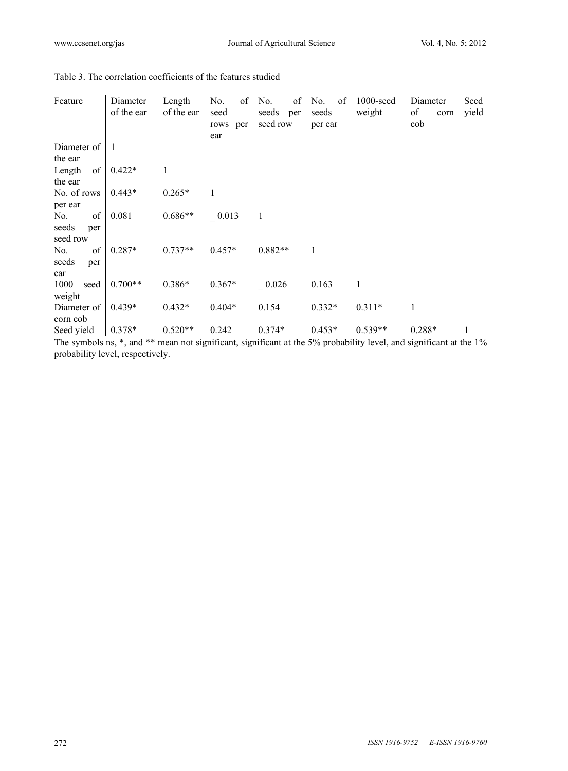Table 3. The correlation coefficients of the features studied

| Feature | Diameter of the ear | Length of the ear | No. of seed rows per ear | No. of seeds per seed row | No. of seeds per ear | 1000-seed weight | Diameter of corn cob | Seed yield |
|---|---|---|---|---|---|---|---|---|
| Diameter of the ear | 1 | | | | | | | |
| Length of the ear | 0.422* | 1 | | | | | | |
| No. of rows per ear | 0.443* | 0.265* | 1 | | | | | |
| No. of seeds per seed row | 0.081 | 0.686** | _ 0.013 | 1 | | | | |
| No. of seeds per ear | 0.287* | 0.737** | 0.457* | 0.882** | 1 | | | |
| 1000 –seed weight | 0.700** | 0.386* | 0.367* | _ 0.026 | 0.163 | 1 | | |
| Diameter of corn cob | 0.439* | 0.432* | 0.404* | 0.154 | 0.332* | 0.311* | 1 | |
| Seed yield | 0.378* | 0.520** | 0.242 | 0.374* | 0.453* | 0.539** | 0.288* | 1 |

The symbols ns, *, and ** mean not significant, significant at the 5% probability level, and significant at the 1% probability level, respectively.